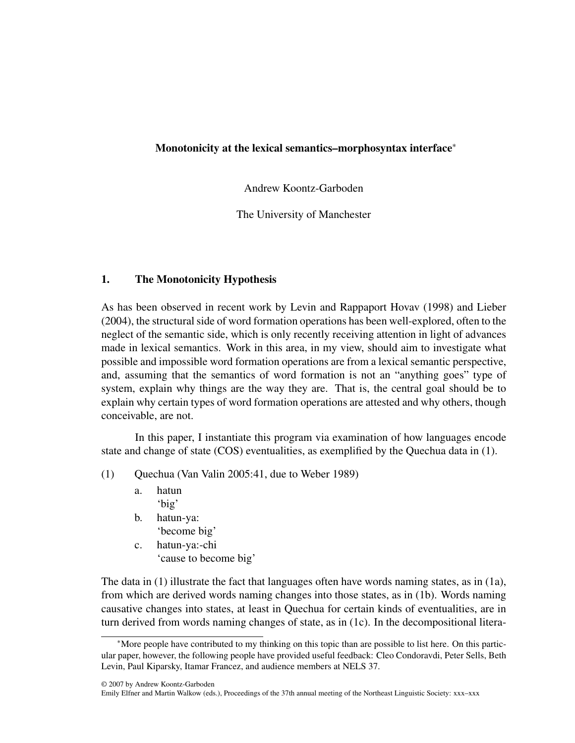# Monotonicity at the lexical semantics–morphosyntax interface*

Andrew Koontz-Garboden

The University of Manchester

## 1. The Monotonicity Hypothesis

As has been observed in recent work by Levin and Rappaport Hovav (1998) and Lieber (2004), the structural side of word formation operations has been well-explored, often to the neglect of the semantic side, which is only recently receiving attention in light of advances made in lexical semantics. Work in this area, in my view, should aim to investigate what possible and impossible word formation operations are from a lexical semantic perspective, and, assuming that the semantics of word formation is not an "anything goes" type of system, explain why things are the way they are. That is, the central goal should be to explain why certain types of word formation operations are attested and why others, though conceivable, are not.

In this paper, I instantiate this program via examination of how languages encode state and change of state (COS) eventualities, as exemplified by the Quechua data in (1).

(1) Quechua (Van Valin 2005:41, due to Weber 1989)

a. hatun
'big'

b. hatun-ya:
'become big'

c. hatun-ya:-chi
'cause to become big'

The data in (1) illustrate the fact that languages often have words naming states, as in (1a), from which are derived words naming changes into those states, as in (1b). Words naming causative changes into states, at least in Quechua for certain kinds of eventualities, are in turn derived from words naming changes of state, as in (1c). In the decompositional litera-

*More people have contributed to my thinking on this topic than are possible to list here. On this particular paper, however, the following people have provided useful feedback: Cleo Condoravdi, Peter Sells, Beth Levin, Paul Kiparsky, Itamar Francez, and audience members at NELS 37.

© 2007 by Andrew Koontz-Garboden
Emily Elfner and Martin Walkow (eds.), Proceedings of the 37th annual meeting of the Northeast Linguistic Society: xxx–xxx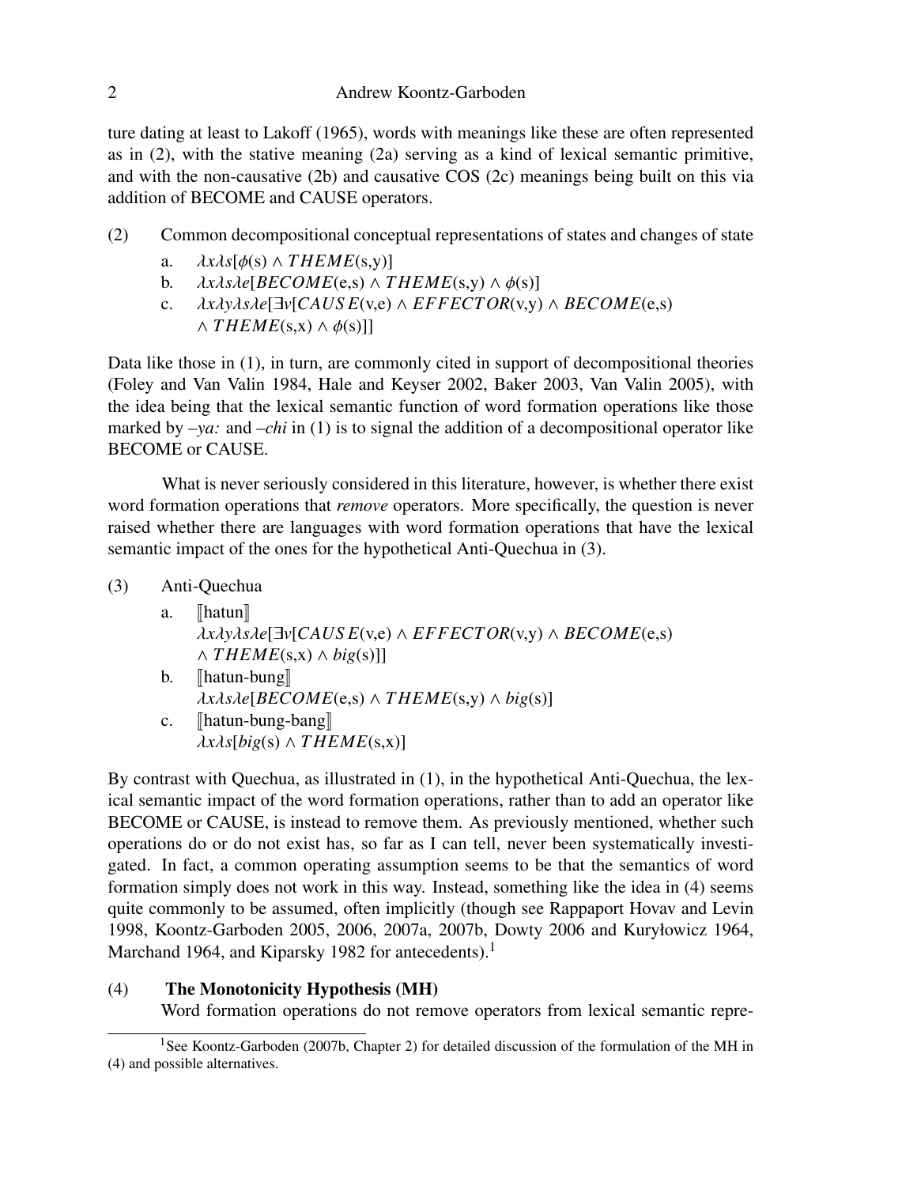ture dating at least to Lakoff (1965), words with meanings like these are often represented as in (2), with the stative meaning (2a) serving as a kind of lexical semantic primitive, and with the non-causative (2b) and causative COS (2c) meanings being built on this via addition of BECOME and CAUSE operators.

(2) Common decompositional conceptual representations of states and changes of state

a. $\lambda x \lambda s[\phi(\text{s}) \wedge THEME(\text{s,y})]$

b. $\lambda x \lambda s \lambda e[BECOME(\text{e,s}) \wedge THEME(\text{s,y}) \wedge \phi(\text{s})]$

c. $\lambda x \lambda y \lambda s \lambda e[\exists v[CAUSE(\text{v,e}) \wedge EFFECTOR(\text{v,y}) \wedge BECOME(\text{e,s}) \wedge THEME(\text{s,x}) \wedge \phi(\text{s})]]$

Data like those in (1), in turn, are commonly cited in support of decompositional theories (Foley and Van Valin 1984, Hale and Keyser 2002, Baker 2003, Van Valin 2005), with the idea being that the lexical semantic function of word formation operations like those marked by *–ya:* and *–chi* in (1) is to signal the addition of a decompositional operator like BECOME or CAUSE.

What is never seriously considered in this literature, however, is whether there exist word formation operations that *remove* operators. More specifically, the question is never raised whether there are languages with word formation operations that have the lexical semantic impact of the ones for the hypothetical Anti-Quechua in (3).

(3) Anti-Quechua

a. ⟦hatun⟧
$\lambda x \lambda y \lambda s \lambda e[\exists v[CAUSE(\text{v,e}) \wedge EFFECTOR(\text{v,y}) \wedge BECOME(\text{e,s}) \wedge THEME(\text{s,x}) \wedge big(\text{s})]]$

b. ⟦hatun-bung⟧
$\lambda x \lambda s \lambda e[BECOME(\text{e,s}) \wedge THEME(\text{s,y}) \wedge big(\text{s})]$

c. ⟦hatun-bung-bang⟧
$\lambda x \lambda s[big(\text{s}) \wedge THEME(\text{s,x})]$

By contrast with Quechua, as illustrated in (1), in the hypothetical Anti-Quechua, the lexical semantic impact of the word formation operations, rather than to add an operator like BECOME or CAUSE, is instead to remove them. As previously mentioned, whether such operations do or do not exist has, so far as I can tell, never been systematically investigated. In fact, a common operating assumption seems to be that the semantics of word formation simply does not work in this way. Instead, something like the idea in (4) seems quite commonly to be assumed, often implicitly (though see Rappaport Hovav and Levin 1998, Koontz-Garboden 2005, 2006, 2007a, 2007b, Dowty 2006 and Kuryłowicz 1964, Marchand 1964, and Kiparsky 1982 for antecedents).[1]

(4) **The Monotonicity Hypothesis (MH)**
Word formation operations do not remove operators from lexical semantic repre-

[1] See Koontz-Garboden (2007b, Chapter 2) for detailed discussion of the formulation of the MH in (4) and possible alternatives.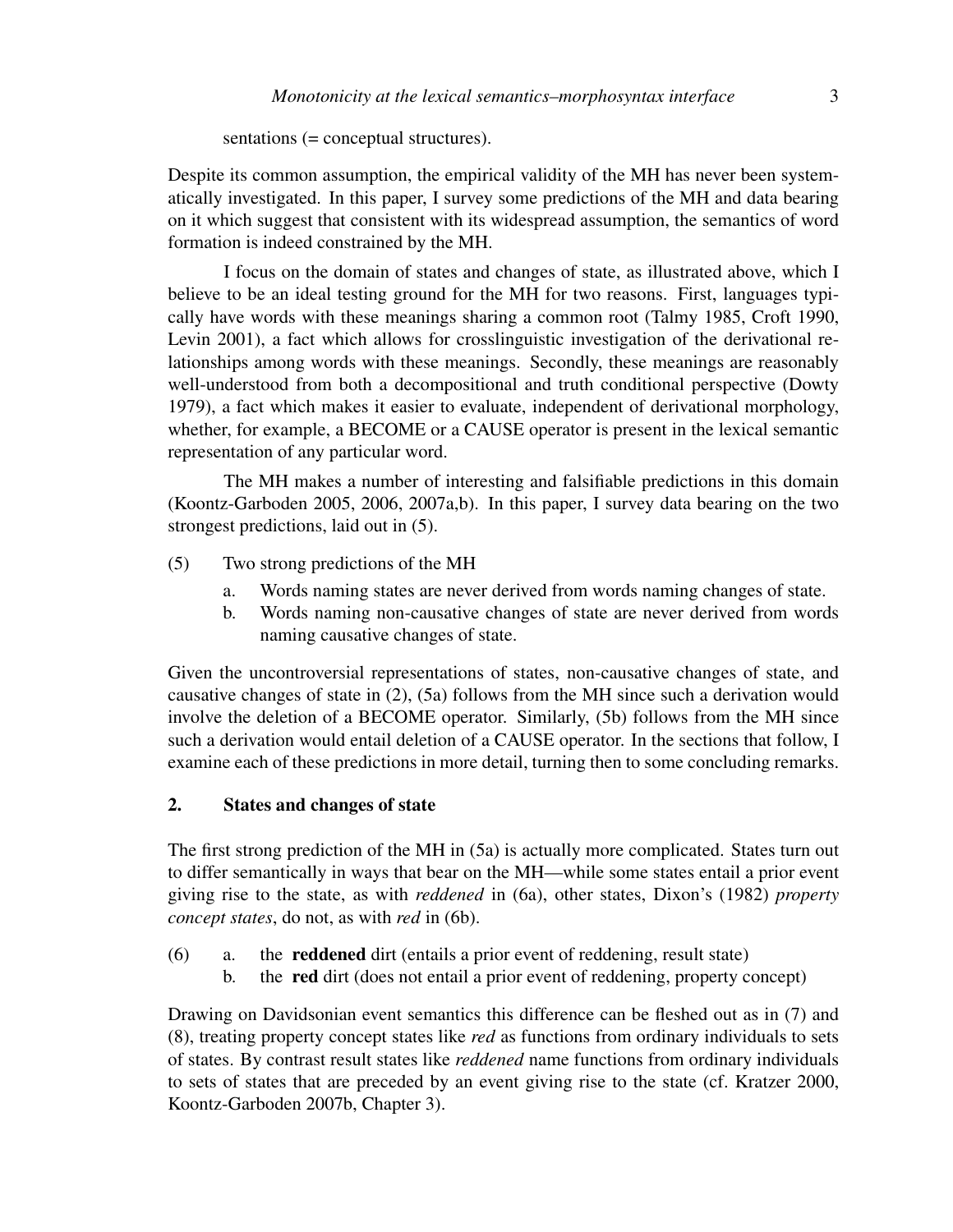sentations (= conceptual structures).

Despite its common assumption, the empirical validity of the MH has never been systematically investigated. In this paper, I survey some predictions of the MH and data bearing on it which suggest that consistent with its widespread assumption, the semantics of word formation is indeed constrained by the MH.

I focus on the domain of states and changes of state, as illustrated above, which I believe to be an ideal testing ground for the MH for two reasons. First, languages typically have words with these meanings sharing a common root (Talmy 1985, Croft 1990, Levin 2001), a fact which allows for crosslinguistic investigation of the derivational relationships among words with these meanings. Secondly, these meanings are reasonably well-understood from both a decompositional and truth conditional perspective (Dowty 1979), a fact which makes it easier to evaluate, independent of derivational morphology, whether, for example, a BECOME or a CAUSE operator is present in the lexical semantic representation of any particular word.

The MH makes a number of interesting and falsifiable predictions in this domain (Koontz-Garboden 2005, 2006, 2007a,b). In this paper, I survey data bearing on the two strongest predictions, laid out in (5).

(5) Two strong predictions of the MH
  a. Words naming states are never derived from words naming changes of state.
  b. Words naming non-causative changes of state are never derived from words naming causative changes of state.

Given the uncontroversial representations of states, non-causative changes of state, and causative changes of state in (2), (5a) follows from the MH since such a derivation would involve the deletion of a BECOME operator. Similarly, (5b) follows from the MH since such a derivation would entail deletion of a CAUSE operator. In the sections that follow, I examine each of these predictions in more detail, turning then to some concluding remarks.

## 2. States and changes of state

The first strong prediction of the MH in (5a) is actually more complicated. States turn out to differ semantically in ways that bear on the MH—while some states entail a prior event giving rise to the state, as with *reddened* in (6a), other states, Dixon's (1982) *property concept states*, do not, as with *red* in (6b).

(6) a. the **reddened** dirt (entails a prior event of reddening, result state)
  b. the **red** dirt (does not entail a prior event of reddening, property concept)

Drawing on Davidsonian event semantics this difference can be fleshed out as in (7) and (8), treating property concept states like *red* as functions from ordinary individuals to sets of states. By contrast result states like *reddened* name functions from ordinary individuals to sets of states that are preceded by an event giving rise to the state (cf. Kratzer 2000, Koontz-Garboden 2007b, Chapter 3).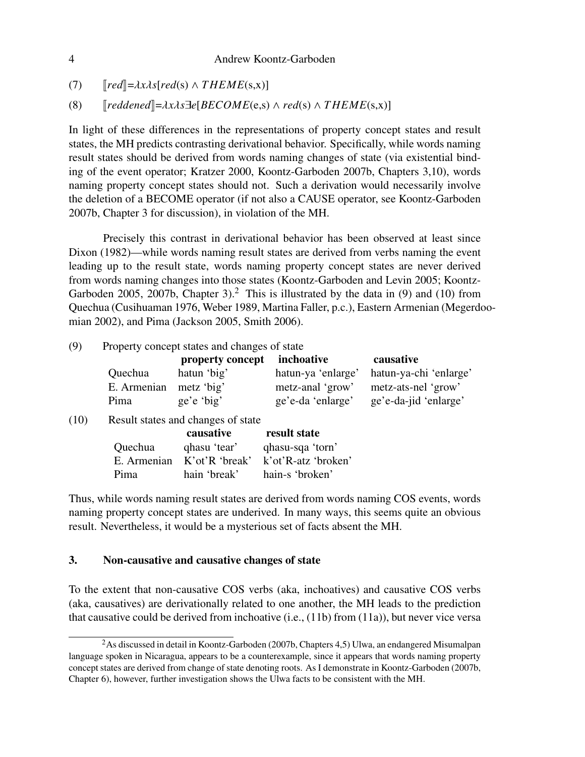(7) $[\![red]\!]=\lambda x\lambda s[red(s) \wedge THEME(s,x)]$

(8) $[\![reddened]\!]=\lambda x\lambda s\exists e[BECOME(e,s) \wedge red(s) \wedge THEME(s,x)]$

In light of these differences in the representations of property concept states and result states, the MH predicts contrasting derivational behavior. Specifically, while words naming result states should be derived from words naming changes of state (via existential binding of the event operator; Kratzer 2000, Koontz-Garboden 2007b, Chapters 3,10), words naming property concept states should not. Such a derivation would necessarily involve the deletion of a BECOME operator (if not also a CAUSE operator, see Koontz-Garboden 2007b, Chapter 3 for discussion), in violation of the MH.

Precisely this contrast in derivational behavior has been observed at least since Dixon (1982)—while words naming result states are derived from verbs naming the event leading up to the result state, words naming property concept states are never derived from words naming changes into those states (Koontz-Garboden and Levin 2005; Koontz-Garboden 2005, 2007b, Chapter 3).[2] This is illustrated by the data in (9) and (10) from Quechua (Cusihuaman 1976, Weber 1989, Martina Faller, p.c.), Eastern Armenian (Megerdoomian 2002), and Pima (Jackson 2005, Smith 2006).

(9) Property concept states and changes of state

| | **property concept** | **inchoative** | **causative** |
|---|---|---|---|
| Quechua | hatun 'big' | hatun-ya 'enlarge' | hatun-ya-chi 'enlarge' |
| E. Armenian | metz 'big' | metz-anal 'grow' | metz-ats-nel 'grow' |
| Pima | ge'e 'big' | ge'e-da 'enlarge' | ge'e-da-jid 'enlarge' |

(10) Result states and changes of state

| | **causative** | **result state** |
|---|---|---|
| Quechua | qhasu 'tear' | qhasu-sqa 'torn' |
| E. Armenian | K'ot'R 'break' | k'ot'R-atz 'broken' |
| Pima | hain 'break' | hain-s 'broken' |

Thus, while words naming result states are derived from words naming COS events, words naming property concept states are underived. In many ways, this seems quite an obvious result. Nevertheless, it would be a mysterious set of facts absent the MH.

## 3. Non-causative and causative changes of state

To the extent that non-causative COS verbs (aka, inchoatives) and causative COS verbs (aka, causatives) are derivationally related to one another, the MH leads to the prediction that causative could be derived from inchoative (i.e., (11b) from (11a)), but never vice versa

[2] As discussed in detail in Koontz-Garboden (2007b, Chapters 4,5) Ulwa, an endangered Misumalpan language spoken in Nicaragua, appears to be a counterexample, since it appears that words naming property concept states are derived from change of state denoting roots. As I demonstrate in Koontz-Garboden (2007b, Chapter 6), however, further investigation shows the Ulwa facts to be consistent with the MH.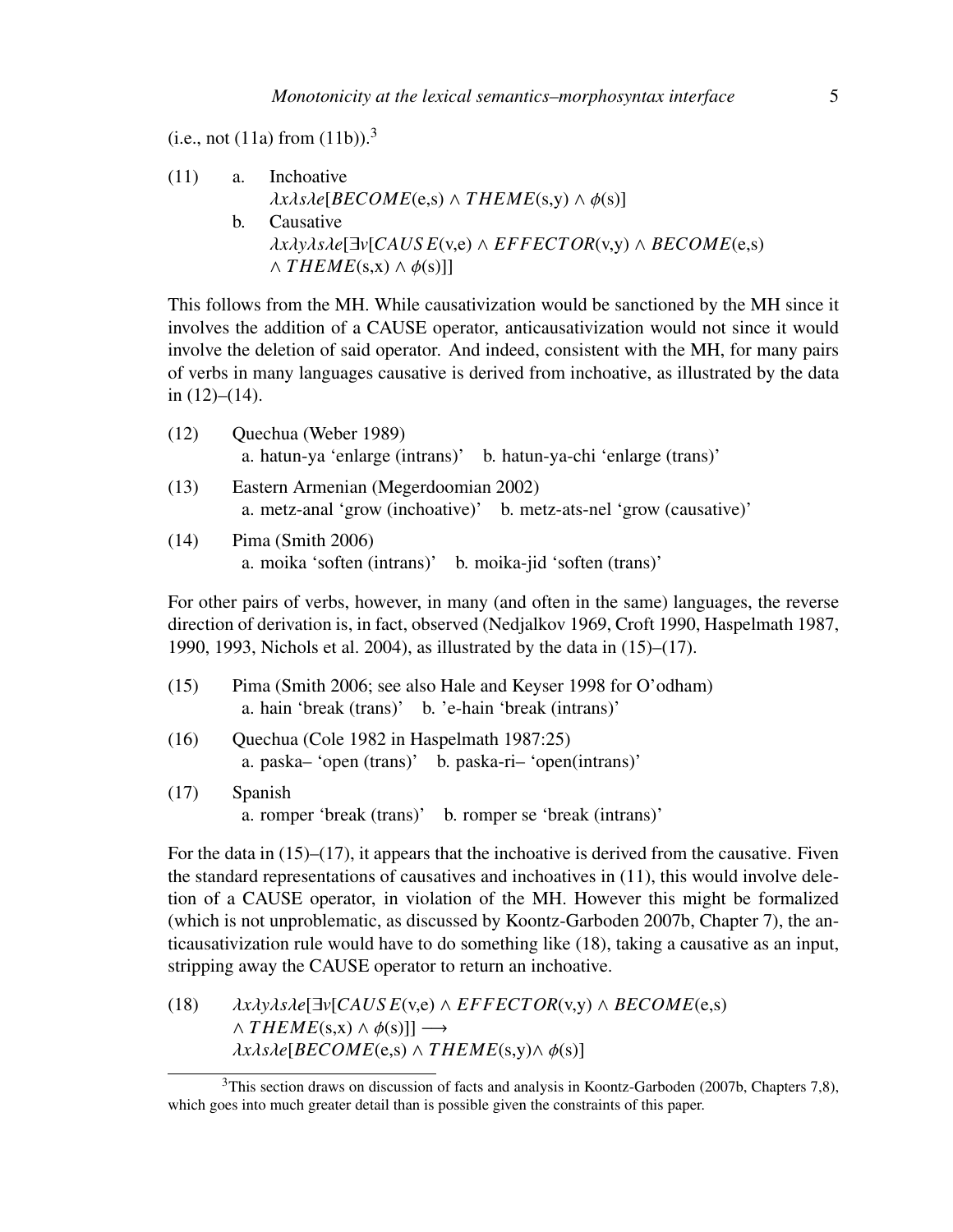(i.e., not (11a) from (11b)).[3]

(11) a. Inchoative
$\lambda x \lambda s \lambda e[BECOME(\text{e,s}) \wedge THEME(\text{s,y}) \wedge \phi(\text{s})]$

b. Causative
$\lambda x \lambda y \lambda s \lambda e[\exists v[CAUSE(\text{v,e}) \wedge EFFECTOR(\text{v,y}) \wedge BECOME(\text{e,s}) \wedge THEME(\text{s,x}) \wedge \phi(\text{s})]]$

This follows from the MH. While causativization would be sanctioned by the MH since it involves the addition of a CAUSE operator, anticausativization would not since it would involve the deletion of said operator. And indeed, consistent with the MH, for many pairs of verbs in many languages causative is derived from inchoative, as illustrated by the data in (12)–(14).

(12) Quechua (Weber 1989)
a. hatun-ya 'enlarge (intrans)' b. hatun-ya-chi 'enlarge (trans)'

(13) Eastern Armenian (Megerdoomian 2002)
a. metz-anal 'grow (inchoative)' b. metz-ats-nel 'grow (causative)'

(14) Pima (Smith 2006)
a. moika 'soften (intrans)' b. moika-jid 'soften (trans)'

For other pairs of verbs, however, in many (and often in the same) languages, the reverse direction of derivation is, in fact, observed (Nedjalkov 1969, Croft 1990, Haspelmath 1987, 1990, 1993, Nichols et al. 2004), as illustrated by the data in (15)–(17).

(15) Pima (Smith 2006; see also Hale and Keyser 1998 for O'odham)
a. hain 'break (trans)' b. 'e-hain 'break (intrans)'

(16) Quechua (Cole 1982 in Haspelmath 1987:25)
a. paska– 'open (trans)' b. paska-ri– 'open(intrans)'

(17) Spanish
a. romper 'break (trans)' b. romper se 'break (intrans)'

For the data in (15)–(17), it appears that the inchoative is derived from the causative. Fiven the standard representations of causatives and inchoatives in (11), this would involve deletion of a CAUSE operator, in violation of the MH. However this might be formalized (which is not unproblematic, as discussed by Koontz-Garboden 2007b, Chapter 7), the anticausativization rule would have to do something like (18), taking a causative as an input, stripping away the CAUSE operator to return an inchoative.

(18) $\lambda x \lambda y \lambda s \lambda e[\exists v[CAUSE(\text{v,e}) \wedge EFFECTOR(\text{v,y}) \wedge BECOME(\text{e,s}) \wedge THEME(\text{s,x}) \wedge \phi(\text{s})]] \longrightarrow$
$\lambda x \lambda s \lambda e[BECOME(\text{e,s}) \wedge THEME(\text{s,y}) \wedge \phi(\text{s})]$

[3] This section draws on discussion of facts and analysis in Koontz-Garboden (2007b, Chapters 7,8), which goes into much greater detail than is possible given the constraints of this paper.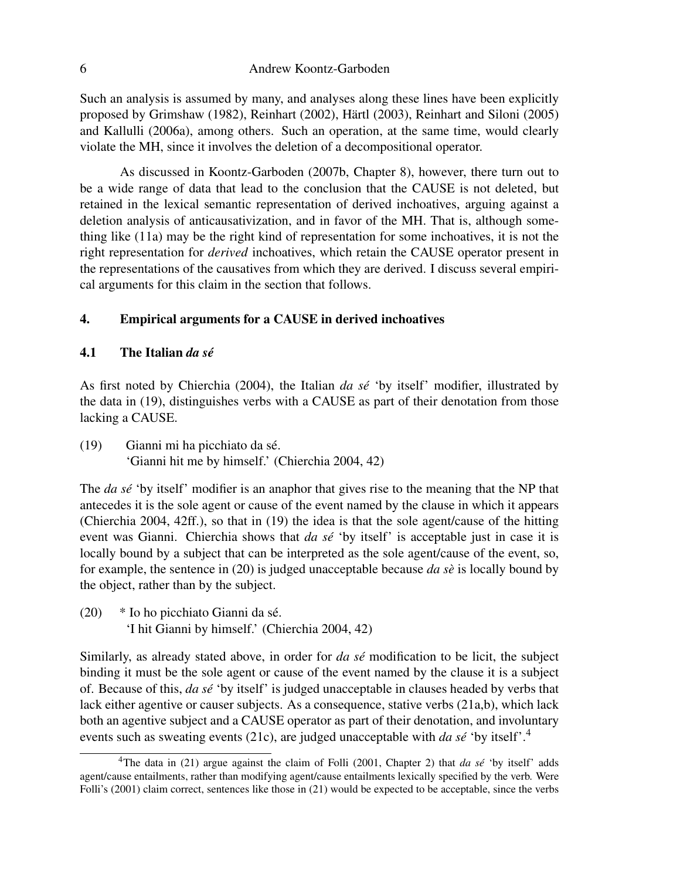Such an analysis is assumed by many, and analyses along these lines have been explicitly proposed by Grimshaw (1982), Reinhart (2002), Härtl (2003), Reinhart and Siloni (2005) and Kallulli (2006a), among others. Such an operation, at the same time, would clearly violate the MH, since it involves the deletion of a decompositional operator.

As discussed in Koontz-Garboden (2007b, Chapter 8), however, there turn out to be a wide range of data that lead to the conclusion that the CAUSE is not deleted, but retained in the lexical semantic representation of derived inchoatives, arguing against a deletion analysis of anticausativization, and in favor of the MH. That is, although something like (11a) may be the right kind of representation for some inchoatives, it is not the right representation for *derived* inchoatives, which retain the CAUSE operator present in the representations of the causatives from which they are derived. I discuss several empirical arguments for this claim in the section that follows.

## 4. Empirical arguments for a CAUSE in derived inchoatives

### 4.1 The Italian *da sé*

As first noted by Chierchia (2004), the Italian *da sé* 'by itself' modifier, illustrated by the data in (19), distinguishes verbs with a CAUSE as part of their denotation from those lacking a CAUSE.

(19) Gianni mi ha picchiato da sé.
'Gianni hit me by himself.' (Chierchia 2004, 42)

The *da sé* 'by itself' modifier is an anaphor that gives rise to the meaning that the NP that antecedes it is the sole agent or cause of the event named by the clause in which it appears (Chierchia 2004, 42ff.), so that in (19) the idea is that the sole agent/cause of the hitting event was Gianni. Chierchia shows that *da sé* 'by itself' is acceptable just in case it is locally bound by a subject that can be interpreted as the sole agent/cause of the event, so, for example, the sentence in (20) is judged unacceptable because *da sè* is locally bound by the object, rather than by the subject.

(20) * Io ho picchiato Gianni da sé.
'I hit Gianni by himself.' (Chierchia 2004, 42)

Similarly, as already stated above, in order for *da sé* modification to be licit, the subject binding it must be the sole agent or cause of the event named by the clause it is a subject of. Because of this, *da sé* 'by itself' is judged unacceptable in clauses headed by verbs that lack either agentive or causer subjects. As a consequence, stative verbs (21a,b), which lack both an agentive subject and a CAUSE operator as part of their denotation, and involuntary events such as sweating events (21c), are judged unacceptable with *da sé* 'by itself'.[4]

[4] The data in (21) argue against the claim of Folli (2001, Chapter 2) that *da sé* 'by itself' adds agent/cause entailments, rather than modifying agent/cause entailments lexically specified by the verb. Were Folli's (2001) claim correct, sentences like those in (21) would be expected to be acceptable, since the verbs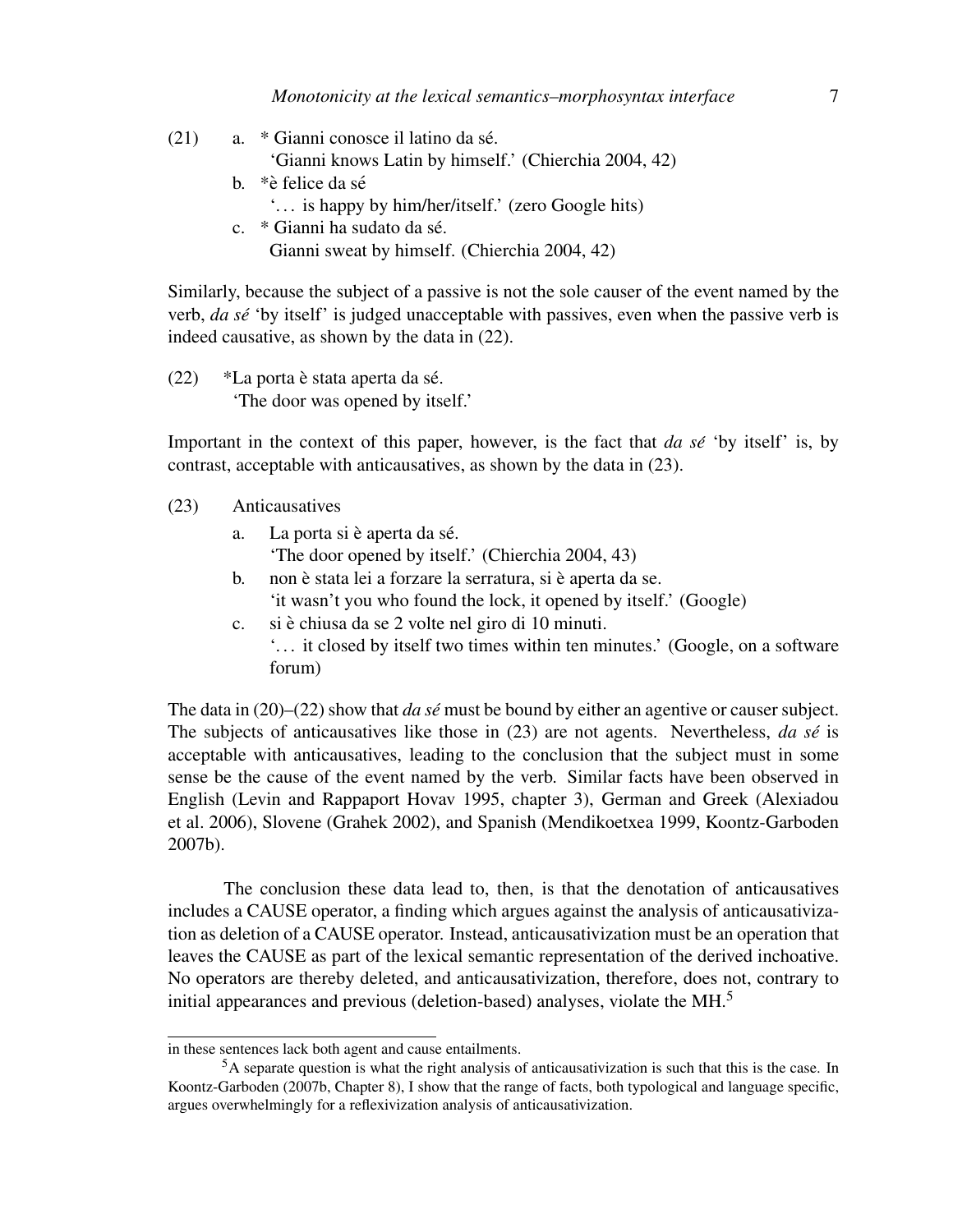(21) a. * Gianni conosce il latino da sé.
   'Gianni knows Latin by himself.' (Chierchia 2004, 42)

 b. *è felice da sé
   '... is happy by him/her/itself.' (zero Google hits)

 c. * Gianni ha sudato da sé.
   Gianni sweat by himself. (Chierchia 2004, 42)

Similarly, because the subject of a passive is not the sole causer of the event named by the verb, *da sé* 'by itself' is judged unacceptable with passives, even when the passive verb is indeed causative, as shown by the data in (22).

(22) *La porta è stata aperta da sé.
   'The door was opened by itself.'

Important in the context of this paper, however, is the fact that *da sé* 'by itself' is, by contrast, acceptable with anticausatives, as shown by the data in (23).

(23) Anticausatives

 a. La porta si è aperta da sé.
   'The door opened by itself.' (Chierchia 2004, 43)

 b. non è stata lei a forzare la serratura, si è aperta da se.
   'it wasn't you who found the lock, it opened by itself.' (Google)

 c. si è chiusa da se 2 volte nel giro di 10 minuti.
   '... it closed by itself two times within ten minutes.' (Google, on a software forum)

The data in (20)–(22) show that *da sé* must be bound by either an agentive or causer subject. The subjects of anticausatives like those in (23) are not agents. Nevertheless, *da sé* is acceptable with anticausatives, leading to the conclusion that the subject must in some sense be the cause of the event named by the verb. Similar facts have been observed in English (Levin and Rappaport Hovav 1995, chapter 3), German and Greek (Alexiadou et al. 2006), Slovene (Grahek 2002), and Spanish (Mendikoetxea 1999, Koontz-Garboden 2007b).

The conclusion these data lead to, then, is that the denotation of anticausatives includes a CAUSE operator, a finding which argues against the analysis of anticausativization as deletion of a CAUSE operator. Instead, anticausativization must be an operation that leaves the CAUSE as part of the lexical semantic representation of the derived inchoative. No operators are thereby deleted, and anticausativization, therefore, does not, contrary to initial appearances and previous (deletion-based) analyses, violate the MH.[5]

---

in these sentences lack both agent and cause entailments.

[5] A separate question is what the right analysis of anticausativization is such that this is the case. In Koontz-Garboden (2007b, Chapter 8), I show that the range of facts, both typological and language specific, argues overwhelmingly for a reflexivization analysis of anticausativization.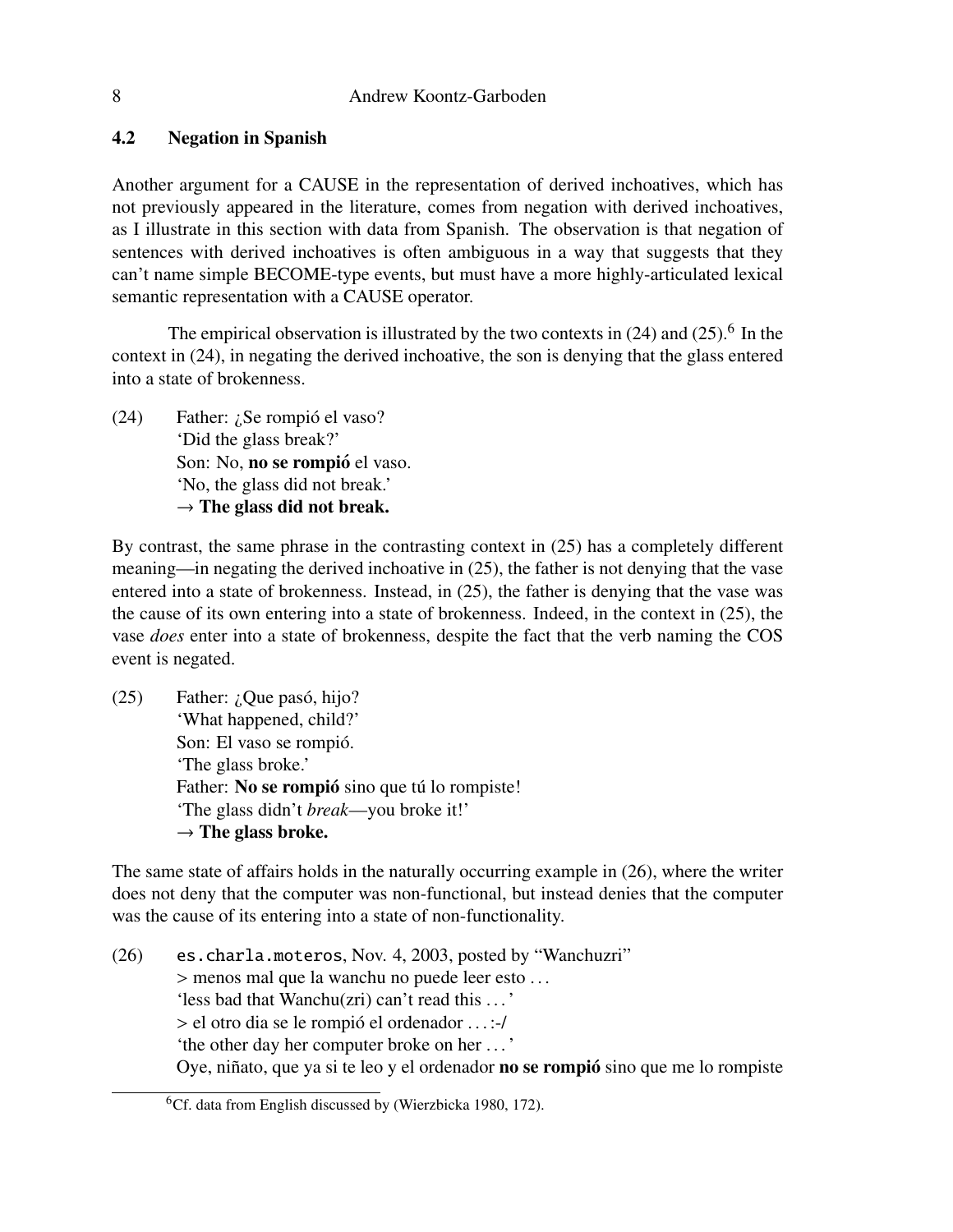### 4.2 Negation in Spanish

Another argument for a CAUSE in the representation of derived inchoatives, which has not previously appeared in the literature, comes from negation with derived inchoatives, as I illustrate in this section with data from Spanish. The observation is that negation of sentences with derived inchoatives is often ambiguous in a way that suggests that they can't name simple BECOME-type events, but must have a more highly-articulated lexical semantic representation with a CAUSE operator.

The empirical observation is illustrated by the two contexts in (24) and (25).[6] In the context in (24), in negating the derived inchoative, the son is denying that the glass entered into a state of brokenness.

(24) Father: ¿Se rompió el vaso?
'Did the glass break?'
Son: No, **no se rompió** el vaso.
'No, the glass did not break.'
→ **The glass did not break.**

By contrast, the same phrase in the contrasting context in (25) has a completely different meaning—in negating the derived inchoative in (25), the father is not denying that the vase entered into a state of brokenness. Instead, in (25), the father is denying that the vase was the cause of its own entering into a state of brokenness. Indeed, in the context in (25), the vase *does* enter into a state of brokenness, despite the fact that the verb naming the COS event is negated.

(25) Father: ¿Que pasó, hijo?
'What happened, child?'
Son: El vaso se rompió.
'The glass broke.'
Father: **No se rompió** sino que tú lo rompiste!
'The glass didn't *break*—you broke it!'
→ **The glass broke.**

The same state of affairs holds in the naturally occurring example in (26), where the writer does not deny that the computer was non-functional, but instead denies that the computer was the cause of its entering into a state of non-functionality.

(26) `es.charla.moteros`, Nov. 4, 2003, posted by "Wanchuzri"
> menos mal que la wanchu no puede leer esto ...
'less bad that Wanchu(zri) can't read this ...'
> el otro dia se le rompió el ordenador ... :-/
'the other day her computer broke on her ...'
Oye, niñato, que ya si te leo y el ordenador **no se rompió** sino que me lo rompiste

[6] Cf. data from English discussed by (Wierzbicka 1980, 172).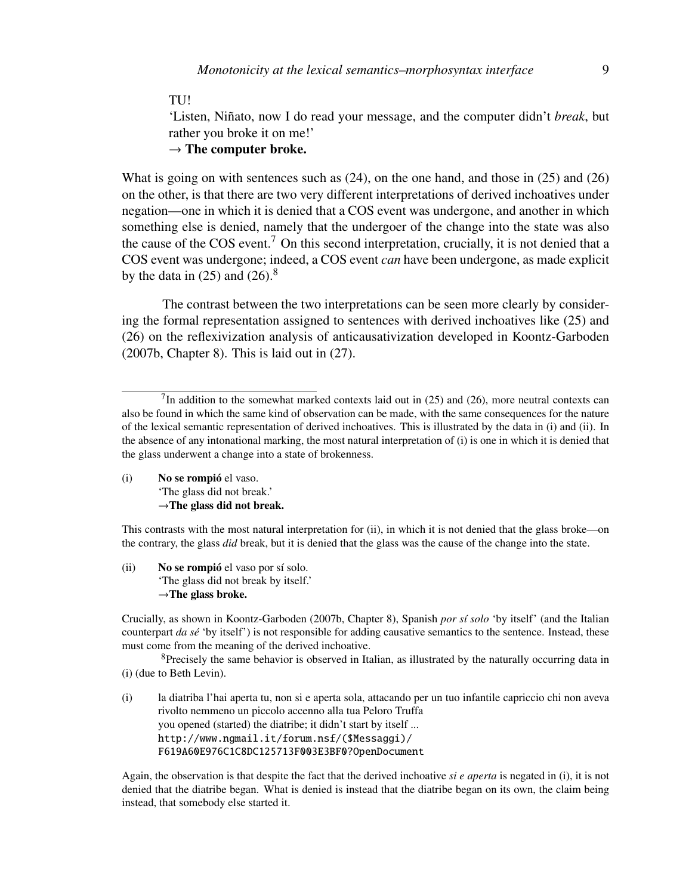TU!

'Listen, Niñato, now I do read your message, and the computer didn't *break*, but rather you broke it on me!'

→ **The computer broke.**

What is going on with sentences such as (24), on the one hand, and those in (25) and (26) on the other, is that there are two very different interpretations of derived inchoatives under negation—one in which it is denied that a COS event was undergone, and another in which something else is denied, namely that the undergoer of the change into the state was also the cause of the COS event.[7] On this second interpretation, crucially, it is not denied that a COS event was undergone; indeed, a COS event *can* have been undergone, as made explicit by the data in (25) and (26).[8]

The contrast between the two interpretations can be seen more clearly by considering the formal representation assigned to sentences with derived inchoatives like (25) and (26) on the reflexivization analysis of anticausativization developed in Koontz-Garboden (2007b, Chapter 8). This is laid out in (27).

---

[7]In addition to the somewhat marked contexts laid out in (25) and (26), more neutral contexts can also be found in which the same kind of observation can be made, with the same consequences for the nature of the lexical semantic representation of derived inchoatives. This is illustrated by the data in (i) and (ii). In the absence of any intonational marking, the most natural interpretation of (i) is one in which it is denied that the glass underwent a change into a state of brokenness.

(i) **No se rompió** el vaso.
'The glass did not break.'
→**The glass did not break.**

This contrasts with the most natural interpretation for (ii), in which it is not denied that the glass broke—on the contrary, the glass *did* break, but it is denied that the glass was the cause of the change into the state.

(ii) **No se rompió** el vaso por sí solo.
'The glass did not break by itself.'
→**The glass broke.**

Crucially, as shown in Koontz-Garboden (2007b, Chapter 8), Spanish *por sí solo* 'by itself' (and the Italian counterpart *da sé* 'by itself') is not responsible for adding causative semantics to the sentence. Instead, these must come from the meaning of the derived inchoative.

[8]Precisely the same behavior is observed in Italian, as illustrated by the naturally occurring data in (i) (due to Beth Levin).

(i) la diatriba l'hai aperta tu, non si e aperta sola, attacando per un tuo infantile capriccio chi non aveva rivolto nemmeno un piccolo accenno alla tua Peloro Truffa
you opened (started) the diatribe; it didn't start by itself ...
http://www.ngmail.it/forum.nsf/($Messaggi)/F619A60E976C1C8DC125713F003E3BF0?OpenDocument

Again, the observation is that despite the fact that the derived inchoative *si e aperta* is negated in (i), it is not denied that the diatribe began. What is denied is instead that the diatribe began on its own, the claim being instead, that somebody else started it.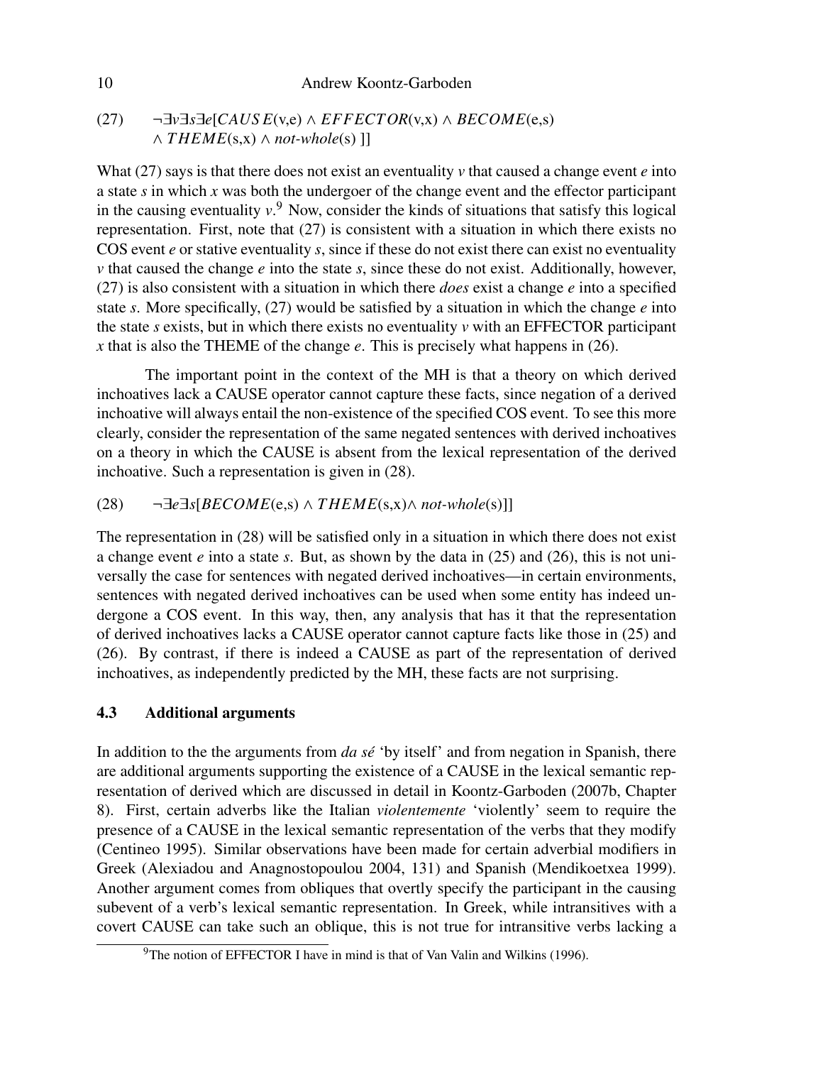(27) $\neg\exists v \exists s \exists e[CAUSE(v,e) \wedge EFFECTOR(v,x) \wedge BECOME(e,s) \wedge THEME(s,x) \wedge \textit{not-whole}(s)\ ]]$

What (27) says is that there does not exist an eventuality *v* that caused a change event *e* into a state *s* in which *x* was both the undergoer of the change event and the effector participant in the causing eventuality *v*.[9] Now, consider the kinds of situations that satisfy this logical representation. First, note that (27) is consistent with a situation in which there exists no COS event *e* or stative eventuality *s*, since if these do not exist there can exist no eventuality *v* that caused the change *e* into the state *s*, since these do not exist. Additionally, however, (27) is also consistent with a situation in which there *does* exist a change *e* into a specified state *s*. More specifically, (27) would be satisfied by a situation in which the change *e* into the state *s* exists, but in which there exists no eventuality *v* with an EFFECTOR participant *x* that is also the THEME of the change *e*. This is precisely what happens in (26).

The important point in the context of the MH is that a theory on which derived inchoatives lack a CAUSE operator cannot capture these facts, since negation of a derived inchoative will always entail the non-existence of the specified COS event. To see this more clearly, consider the representation of the same negated sentences with derived inchoatives on a theory in which the CAUSE is absent from the lexical representation of the derived inchoative. Such a representation is given in (28).

(28) $\neg\exists e \exists s[BECOME(e,s) \wedge THEME(s,x) \wedge \textit{not-whole}(s)]]$

The representation in (28) will be satisfied only in a situation in which there does not exist a change event *e* into a state *s*. But, as shown by the data in (25) and (26), this is not universally the case for sentences with negated derived inchoatives—in certain environments, sentences with negated derived inchoatives can be used when some entity has indeed undergone a COS event. In this way, then, any analysis that has it that the representation of derived inchoatives lacks a CAUSE operator cannot capture facts like those in (25) and (26). By contrast, if there is indeed a CAUSE as part of the representation of derived inchoatives, as independently predicted by the MH, these facts are not surprising.

### 4.3 Additional arguments

In addition to the the arguments from *da sé* 'by itself' and from negation in Spanish, there are additional arguments supporting the existence of a CAUSE in the lexical semantic representation of derived which are discussed in detail in Koontz-Garboden (2007b, Chapter 8). First, certain adverbs like the Italian *violentemente* 'violently' seem to require the presence of a CAUSE in the lexical semantic representation of the verbs that they modify (Centineo 1995). Similar observations have been made for certain adverbial modifiers in Greek (Alexiadou and Anagnostopoulou 2004, 131) and Spanish (Mendikoetxea 1999). Another argument comes from obliques that overtly specify the participant in the causing subevent of a verb's lexical semantic representation. In Greek, while intransitives with a covert CAUSE can take such an oblique, this is not true for intransitive verbs lacking a

[9] The notion of EFFECTOR I have in mind is that of Van Valin and Wilkins (1996).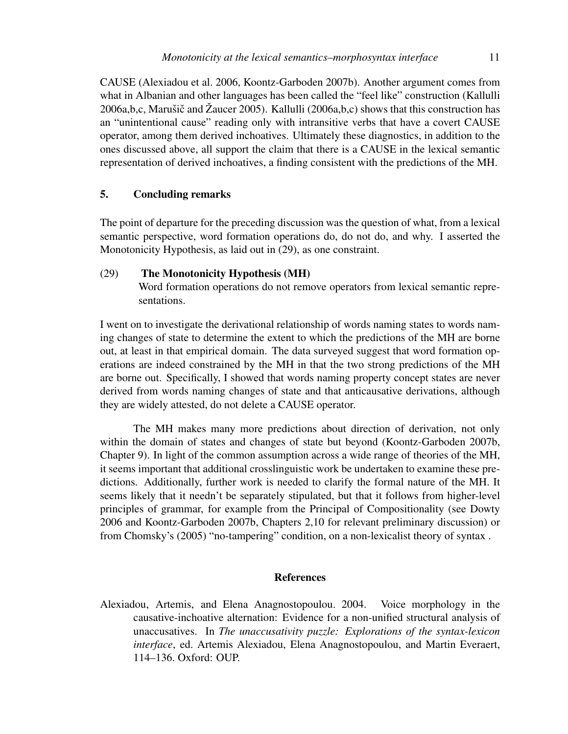CAUSE (Alexiadou et al. 2006, Koontz-Garboden 2007b). Another argument comes from what in Albanian and other languages has been called the "feel like" construction (Kallulli 2006a,b,c, Marušič and Žaucer 2005). Kallulli (2006a,b,c) shows that this construction has an "unintentional cause" reading only with intransitive verbs that have a covert CAUSE operator, among them derived inchoatives. Ultimately these diagnostics, in addition to the ones discussed above, all support the claim that there is a CAUSE in the lexical semantic representation of derived inchoatives, a finding consistent with the predictions of the MH.

## 5. Concluding remarks

The point of departure for the preceding discussion was the question of what, from a lexical semantic perspective, word formation operations do, do not do, and why. I asserted the Monotonicity Hypothesis, as laid out in (29), as one constraint.

(29) **The Monotonicity Hypothesis (MH)**
Word formation operations do not remove operators from lexical semantic representations.

I went on to investigate the derivational relationship of words naming states to words naming changes of state to determine the extent to which the predictions of the MH are borne out, at least in that empirical domain. The data surveyed suggest that word formation operations are indeed constrained by the MH in that the two strong predictions of the MH are borne out. Specifically, I showed that words naming property concept states are never derived from words naming changes of state and that anticausative derivations, although they are widely attested, do not delete a CAUSE operator.

The MH makes many more predictions about direction of derivation, not only within the domain of states and changes of state but beyond (Koontz-Garboden 2007b, Chapter 9). In light of the common assumption across a wide range of theories of the MH, it seems important that additional crosslinguistic work be undertaken to examine these predictions. Additionally, further work is needed to clarify the formal nature of the MH. It seems likely that it needn't be separately stipulated, but that it follows from higher-level principles of grammar, for example from the Principal of Compositionality (see Dowty 2006 and Koontz-Garboden 2007b, Chapters 2,10 for relevant preliminary discussion) or from Chomsky's (2005) "no-tampering" condition, on a non-lexicalist theory of syntax .

## References

Alexiadou, Artemis, and Elena Anagnostopoulou. 2004. Voice morphology in the causative-inchoative alternation: Evidence for a non-unified structural analysis of unaccusatives. In *The unaccusativity puzzle: Explorations of the syntax-lexicon interface*, ed. Artemis Alexiadou, Elena Anagnostopoulou, and Martin Everaert, 114–136. Oxford: OUP.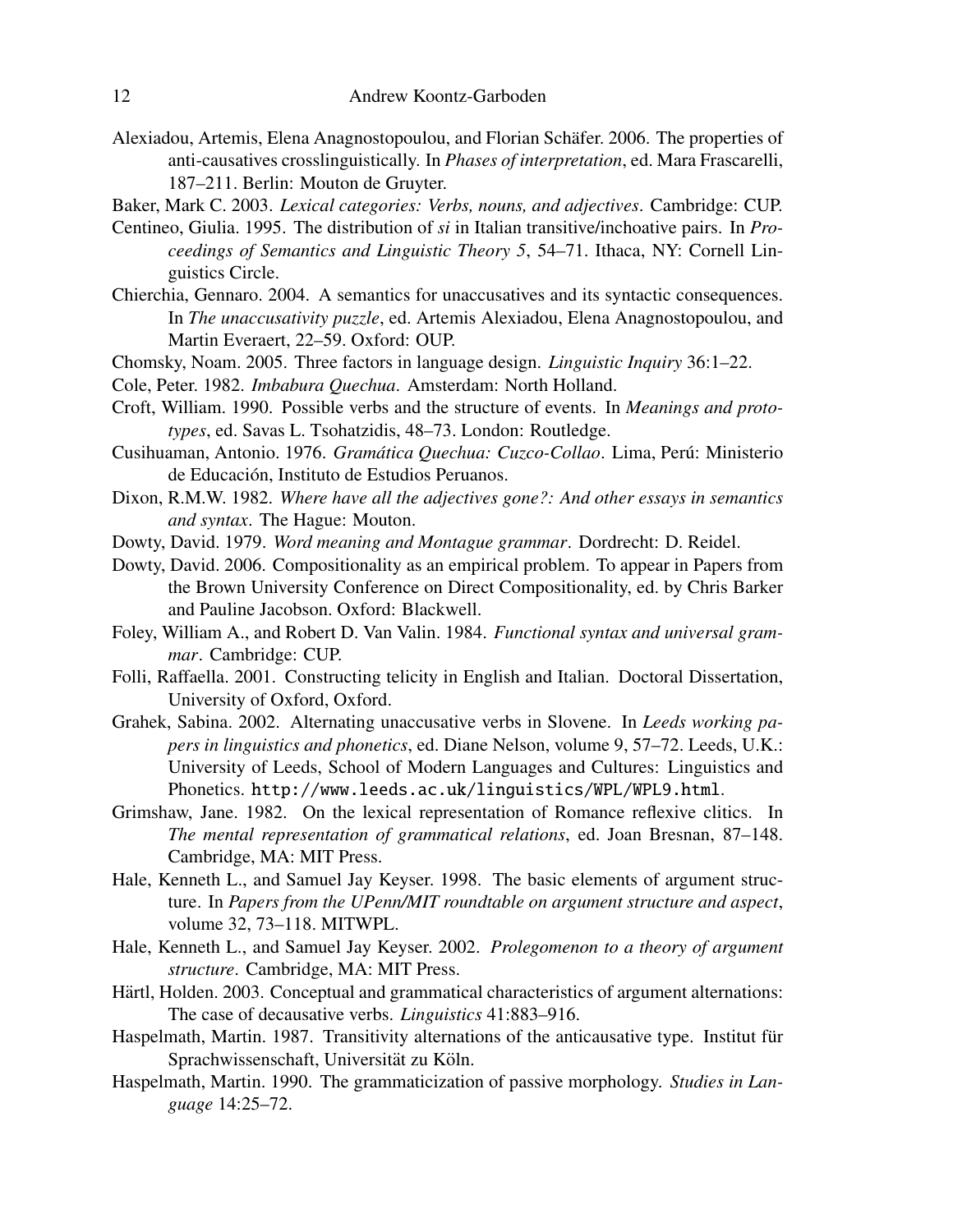Alexiadou, Artemis, Elena Anagnostopoulou, and Florian Schäfer. 2006. The properties of anti-causatives crosslinguistically. In *Phases of interpretation*, ed. Mara Frascarelli, 187–211. Berlin: Mouton de Gruyter.

Baker, Mark C. 2003. *Lexical categories: Verbs, nouns, and adjectives*. Cambridge: CUP.

Centineo, Giulia. 1995. The distribution of *si* in Italian transitive/inchoative pairs. In *Proceedings of Semantics and Linguistic Theory 5*, 54–71. Ithaca, NY: Cornell Linguistics Circle.

Chierchia, Gennaro. 2004. A semantics for unaccusatives and its syntactic consequences. In *The unaccusativity puzzle*, ed. Artemis Alexiadou, Elena Anagnostopoulou, and Martin Everaert, 22–59. Oxford: OUP.

Chomsky, Noam. 2005. Three factors in language design. *Linguistic Inquiry* 36:1–22.

Cole, Peter. 1982. *Imbabura Quechua*. Amsterdam: North Holland.

Croft, William. 1990. Possible verbs and the structure of events. In *Meanings and prototypes*, ed. Savas L. Tsohatzidis, 48–73. London: Routledge.

Cusihuaman, Antonio. 1976. *Gramática Quechua: Cuzco-Collao*. Lima, Perú: Ministerio de Educación, Instituto de Estudios Peruanos.

Dixon, R.M.W. 1982. *Where have all the adjectives gone?: And other essays in semantics and syntax*. The Hague: Mouton.

Dowty, David. 1979. *Word meaning and Montague grammar*. Dordrecht: D. Reidel.

Dowty, David. 2006. Compositionality as an empirical problem. To appear in Papers from the Brown University Conference on Direct Compositionality, ed. by Chris Barker and Pauline Jacobson. Oxford: Blackwell.

Foley, William A., and Robert D. Van Valin. 1984. *Functional syntax and universal grammar*. Cambridge: CUP.

Folli, Raffaella. 2001. Constructing telicity in English and Italian. Doctoral Dissertation, University of Oxford, Oxford.

Grahek, Sabina. 2002. Alternating unaccusative verbs in Slovene. In *Leeds working papers in linguistics and phonetics*, ed. Diane Nelson, volume 9, 57–72. Leeds, U.K.: University of Leeds, School of Modern Languages and Cultures: Linguistics and Phonetics. `http://www.leeds.ac.uk/linguistics/WPL/WPL9.html`.

Grimshaw, Jane. 1982. On the lexical representation of Romance reflexive clitics. In *The mental representation of grammatical relations*, ed. Joan Bresnan, 87–148. Cambridge, MA: MIT Press.

Hale, Kenneth L., and Samuel Jay Keyser. 1998. The basic elements of argument structure. In *Papers from the UPenn/MIT roundtable on argument structure and aspect*, volume 32, 73–118. MITWPL.

Hale, Kenneth L., and Samuel Jay Keyser. 2002. *Prolegomenon to a theory of argument structure*. Cambridge, MA: MIT Press.

Härtl, Holden. 2003. Conceptual and grammatical characteristics of argument alternations: The case of decausative verbs. *Linguistics* 41:883–916.

Haspelmath, Martin. 1987. Transitivity alternations of the anticausative type. Institut für Sprachwissenschaft, Universität zu Köln.

Haspelmath, Martin. 1990. The grammaticization of passive morphology. *Studies in Language* 14:25–72.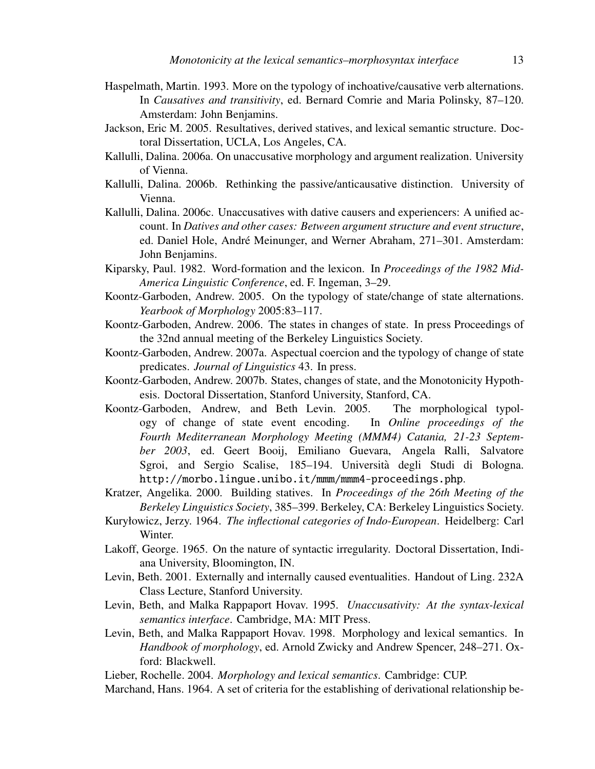Haspelmath, Martin. 1993. More on the typology of inchoative/causative verb alternations. In *Causatives and transitivity*, ed. Bernard Comrie and Maria Polinsky, 87–120. Amsterdam: John Benjamins.

Jackson, Eric M. 2005. Resultatives, derived statives, and lexical semantic structure. Doctoral Dissertation, UCLA, Los Angeles, CA.

Kallulli, Dalina. 2006a. On unaccusative morphology and argument realization. University of Vienna.

Kallulli, Dalina. 2006b. Rethinking the passive/anticausative distinction. University of Vienna.

Kallulli, Dalina. 2006c. Unaccusatives with dative causers and experiencers: A unified account. In *Datives and other cases: Between argument structure and event structure*, ed. Daniel Hole, André Meinunger, and Werner Abraham, 271–301. Amsterdam: John Benjamins.

Kiparsky, Paul. 1982. Word-formation and the lexicon. In *Proceedings of the 1982 Mid-America Linguistic Conference*, ed. F. Ingeman, 3–29.

Koontz-Garboden, Andrew. 2005. On the typology of state/change of state alternations. *Yearbook of Morphology* 2005:83–117.

Koontz-Garboden, Andrew. 2006. The states in changes of state. In press Proceedings of the 32nd annual meeting of the Berkeley Linguistics Society.

Koontz-Garboden, Andrew. 2007a. Aspectual coercion and the typology of change of state predicates. *Journal of Linguistics* 43. In press.

Koontz-Garboden, Andrew. 2007b. States, changes of state, and the Monotonicity Hypothesis. Doctoral Dissertation, Stanford University, Stanford, CA.

Koontz-Garboden, Andrew, and Beth Levin. 2005. The morphological typology of change of state event encoding. In *Online proceedings of the Fourth Mediterranean Morphology Meeting (MMM4) Catania, 21-23 September 2003*, ed. Geert Booij, Emiliano Guevara, Angela Ralli, Salvatore Sgroi, and Sergio Scalise, 185–194. Università degli Studi di Bologna. http://morbo.lingue.unibo.it/mmm/mmm4-proceedings.php.

Kratzer, Angelika. 2000. Building statives. In *Proceedings of the 26th Meeting of the Berkeley Linguistics Society*, 385–399. Berkeley, CA: Berkeley Linguistics Society.

Kuryłowicz, Jerzy. 1964. *The inflectional categories of Indo-European*. Heidelberg: Carl Winter.

Lakoff, George. 1965. On the nature of syntactic irregularity. Doctoral Dissertation, Indiana University, Bloomington, IN.

Levin, Beth. 2001. Externally and internally caused eventualities. Handout of Ling. 232A Class Lecture, Stanford University.

Levin, Beth, and Malka Rappaport Hovav. 1995. *Unaccusativity: At the syntax-lexical semantics interface*. Cambridge, MA: MIT Press.

Levin, Beth, and Malka Rappaport Hovav. 1998. Morphology and lexical semantics. In *Handbook of morphology*, ed. Arnold Zwicky and Andrew Spencer, 248–271. Oxford: Blackwell.

Lieber, Rochelle. 2004. *Morphology and lexical semantics*. Cambridge: CUP.

Marchand, Hans. 1964. A set of criteria for the establishing of derivational relationship be-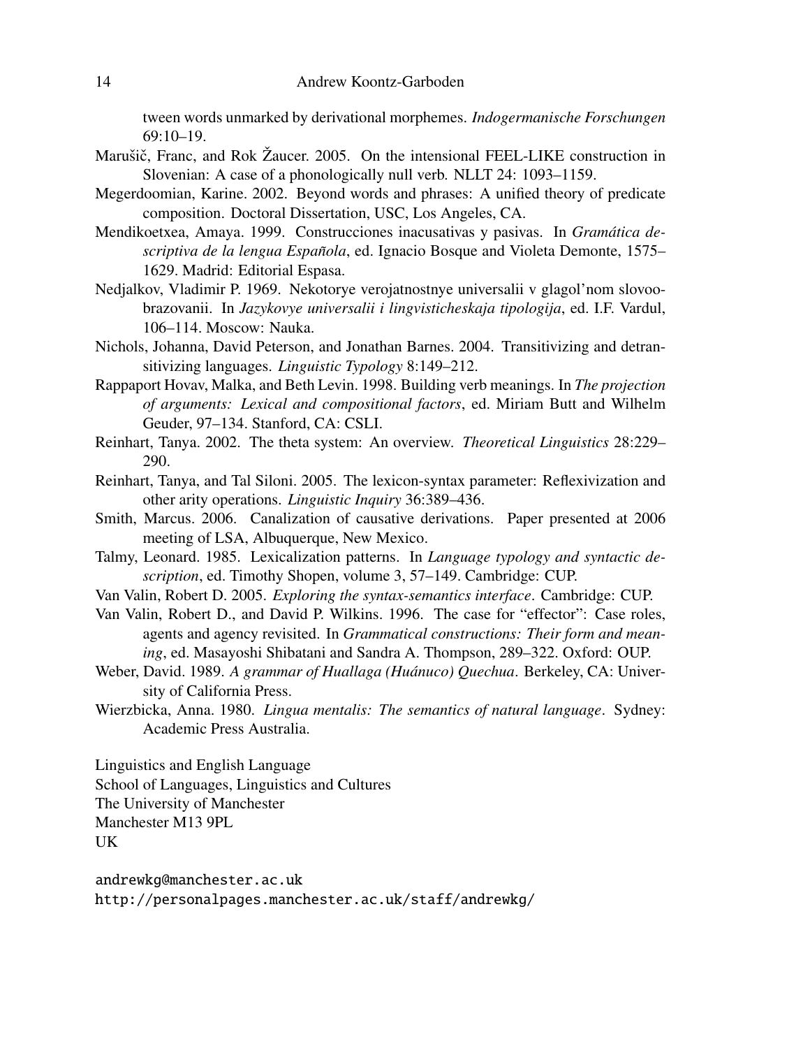tween words unmarked by derivational morphemes. *Indogermanische Forschungen* 69:10–19.

Marušič, Franc, and Rok Žaucer. 2005. On the intensional FEEL-LIKE construction in Slovenian: A case of a phonologically null verb. NLLT 24: 1093–1159.

Megerdoomian, Karine. 2002. Beyond words and phrases: A unified theory of predicate composition. Doctoral Dissertation, USC, Los Angeles, CA.

Mendikoetxea, Amaya. 1999. Construcciones inacusativas y pasivas. In *Gramática descriptiva de la lengua Española*, ed. Ignacio Bosque and Violeta Demonte, 1575–1629. Madrid: Editorial Espasa.

Nedjalkov, Vladimir P. 1969. Nekotorye verojatnostnye universalii v glagol'nom slovoobrazovanii. In *Jazykovye universalii i lingvisticheskaja tipologija*, ed. I.F. Vardul, 106–114. Moscow: Nauka.

Nichols, Johanna, David Peterson, and Jonathan Barnes. 2004. Transitivizing and detransitivizing languages. *Linguistic Typology* 8:149–212.

Rappaport Hovav, Malka, and Beth Levin. 1998. Building verb meanings. In *The projection of arguments: Lexical and compositional factors*, ed. Miriam Butt and Wilhelm Geuder, 97–134. Stanford, CA: CSLI.

Reinhart, Tanya. 2002. The theta system: An overview. *Theoretical Linguistics* 28:229–290.

Reinhart, Tanya, and Tal Siloni. 2005. The lexicon-syntax parameter: Reflexivization and other arity operations. *Linguistic Inquiry* 36:389–436.

Smith, Marcus. 2006. Canalization of causative derivations. Paper presented at 2006 meeting of LSA, Albuquerque, New Mexico.

Talmy, Leonard. 1985. Lexicalization patterns. In *Language typology and syntactic description*, ed. Timothy Shopen, volume 3, 57–149. Cambridge: CUP.

Van Valin, Robert D. 2005. *Exploring the syntax-semantics interface*. Cambridge: CUP.

Van Valin, Robert D., and David P. Wilkins. 1996. The case for "effector": Case roles, agents and agency revisited. In *Grammatical constructions: Their form and meaning*, ed. Masayoshi Shibatani and Sandra A. Thompson, 289–322. Oxford: OUP.

Weber, David. 1989. *A grammar of Huallaga (Huánuco) Quechua*. Berkeley, CA: University of California Press.

Wierzbicka, Anna. 1980. *Lingua mentalis: The semantics of natural language*. Sydney: Academic Press Australia.

Linguistics and English Language
School of Languages, Linguistics and Cultures
The University of Manchester
Manchester M13 9PL
UK

andrewkg@manchester.ac.uk
http://personalpages.manchester.ac.uk/staff/andrewkg/